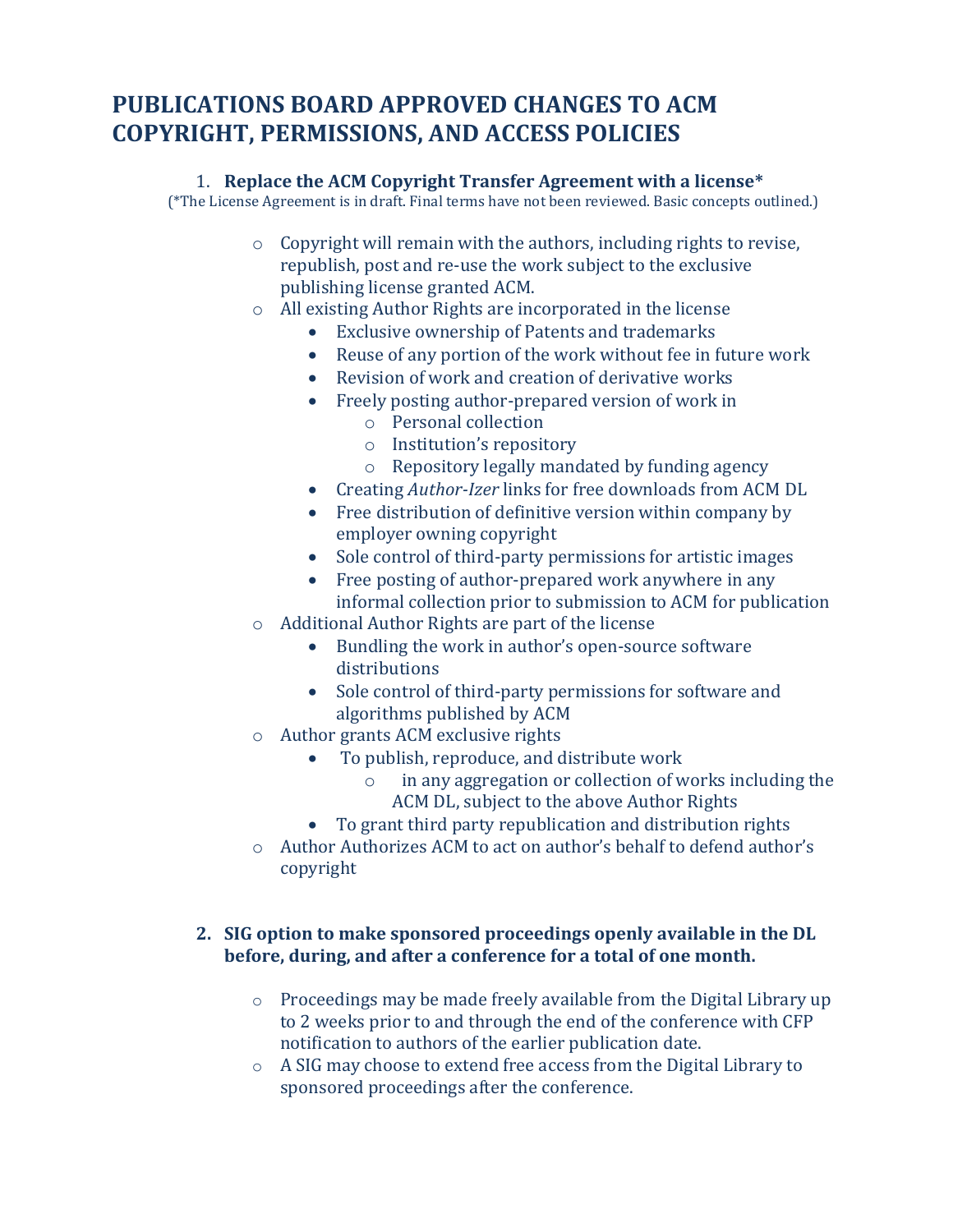# PUBLICATIONS BOARD APPROVED CHANGES TO ACM COPYRIGHT, PERMISSIONS, AND ACCESS POLICIES

1. **Replace the ACM Copyright Transfer Agreement with a license***

(*The License Agreement is in draft. Final terms have not been reviewed. Basic concepts outlined.)

- Copyright will remain with the authors, including rights to revise, republish, post and re-use the work subject to the exclusive publishing license granted ACM.
- All existing Author Rights are incorporated in the license
  - Exclusive ownership of Patents and trademarks
  - Reuse of any portion of the work without fee in future work
  - Revision of work and creation of derivative works
  - Freely posting author-prepared version of work in
    - Personal collection
    - Institution's repository
    - Repository legally mandated by funding agency
  - Creating *Author-Izer* links for free downloads from ACM DL
  - Free distribution of definitive version within company by employer owning copyright
  - Sole control of third-party permissions for artistic images
  - Free posting of author-prepared work anywhere in any informal collection prior to submission to ACM for publication
- Additional Author Rights are part of the license
  - Bundling the work in author's open-source software distributions
  - Sole control of third-party permissions for software and algorithms published by ACM
- Author grants ACM exclusive rights
  - To publish, reproduce, and distribute work
    - in any aggregation or collection of works including the ACM DL, subject to the above Author Rights
  - To grant third party republication and distribution rights
- Author Authorizes ACM to act on author's behalf to defend author's copyright

2. **SIG option to make sponsored proceedings openly available in the DL before, during, and after a conference for a total of one month.**

- Proceedings may be made freely available from the Digital Library up to 2 weeks prior to and through the end of the conference with CFP notification to authors of the earlier publication date.
- A SIG may choose to extend free access from the Digital Library to sponsored proceedings after the conference.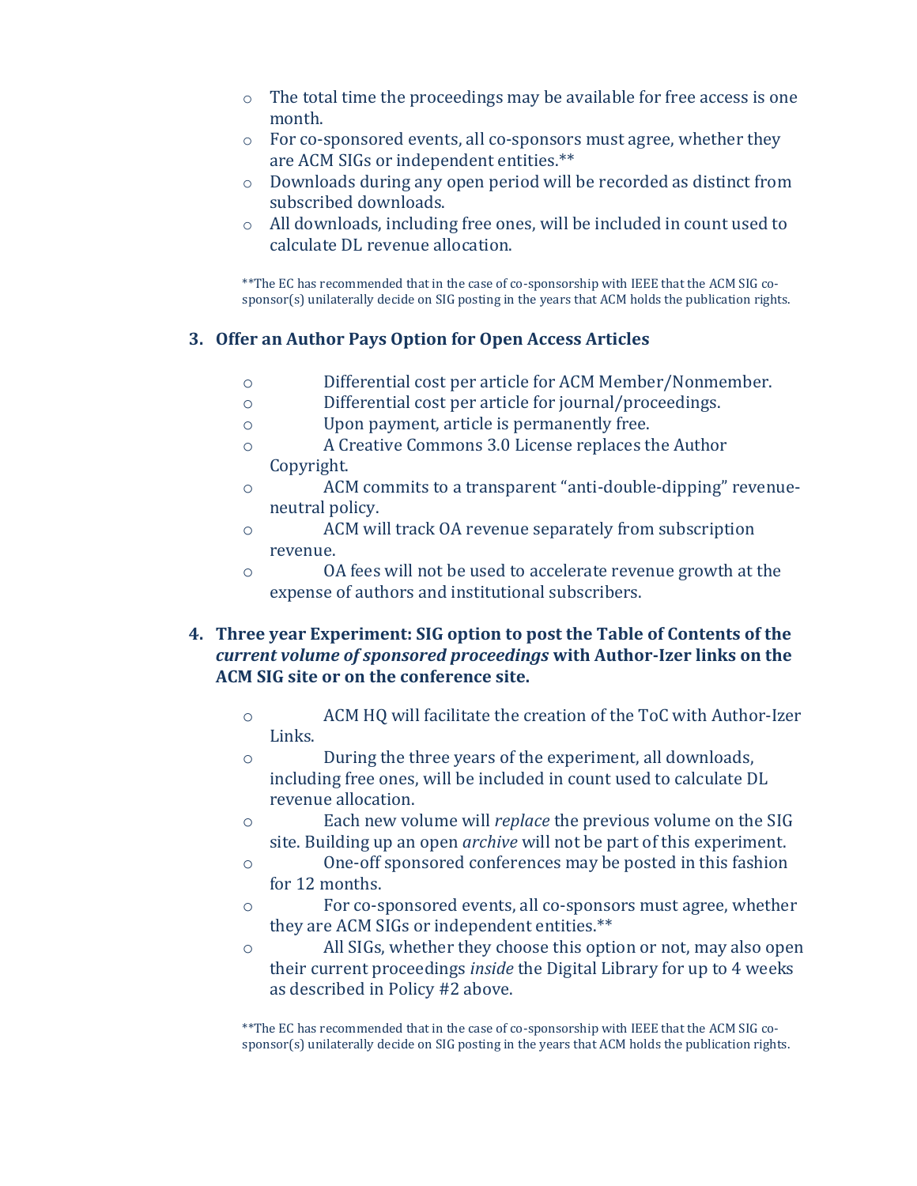- The total time the proceedings may be available for free access is one month.
- For co-sponsored events, all co-sponsors must agree, whether they are ACM SIGs or independent entities.**
- Downloads during any open period will be recorded as distinct from subscribed downloads.
- All downloads, including free ones, will be included in count used to calculate DL revenue allocation.

**The EC has recommended that in the case of co-sponsorship with IEEE that the ACM SIG co-sponsor(s) unilaterally decide on SIG posting in the years that ACM holds the publication rights.

3. **Offer an Author Pays Option for Open Access Articles**

   - Differential cost per article for ACM Member/Nonmember.
   - Differential cost per article for journal/proceedings.
   - Upon payment, article is permanently free.
   - A Creative Commons 3.0 License replaces the Author Copyright.
   - ACM commits to a transparent "anti-double-dipping" revenue-neutral policy.
   - ACM will track OA revenue separately from subscription revenue.
   - OA fees will not be used to accelerate revenue growth at the expense of authors and institutional subscribers.

4. **Three year Experiment: SIG option to post the Table of Contents of the *current volume of sponsored proceedings* with Author-Izer links on the ACM SIG site or on the conference site.**

   - ACM HQ will facilitate the creation of the ToC with Author-Izer Links.
   - During the three years of the experiment, all downloads, including free ones, will be included in count used to calculate DL revenue allocation.
   - Each new volume will *replace* the previous volume on the SIG site. Building up an open *archive* will not be part of this experiment.
   - One-off sponsored conferences may be posted in this fashion for 12 months.
   - For co-sponsored events, all co-sponsors must agree, whether they are ACM SIGs or independent entities.**
   - All SIGs, whether they choose this option or not, may also open their current proceedings *inside* the Digital Library for up to 4 weeks as described in Policy #2 above.

**The EC has recommended that in the case of co-sponsorship with IEEE that the ACM SIG co-sponsor(s) unilaterally decide on SIG posting in the years that ACM holds the publication rights.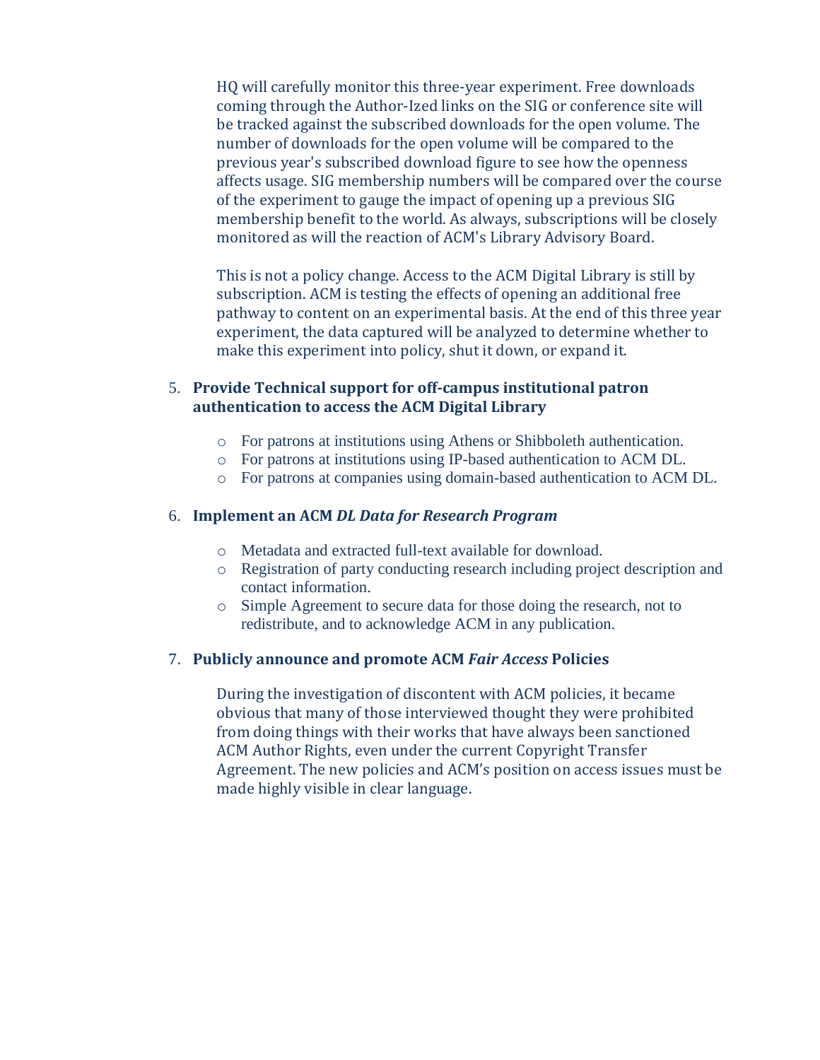HQ will carefully monitor this three-year experiment. Free downloads coming through the Author-Ized links on the SIG or conference site will be tracked against the subscribed downloads for the open volume. The number of downloads for the open volume will be compared to the previous year's subscribed download figure to see how the openness affects usage. SIG membership numbers will be compared over the course of the experiment to gauge the impact of opening up a previous SIG membership benefit to the world. As always, subscriptions will be closely monitored as will the reaction of ACM's Library Advisory Board.

This is not a policy change. Access to the ACM Digital Library is still by subscription. ACM is testing the effects of opening an additional free pathway to content on an experimental basis. At the end of this three year experiment, the data captured will be analyzed to determine whether to make this experiment into policy, shut it down, or expand it.

5. **Provide Technical support for off-campus institutional patron authentication to access the ACM Digital Library**

    - For patrons at institutions using Athens or Shibboleth authentication.
    - For patrons at institutions using IP-based authentication to ACM DL.
    - For patrons at companies using domain-based authentication to ACM DL.

6. **Implement an ACM *DL Data for Research Program***

    - Metadata and extracted full-text available for download.
    - Registration of party conducting research including project description and contact information.
    - Simple Agreement to secure data for those doing the research, not to redistribute, and to acknowledge ACM in any publication.

7. **Publicly announce and promote ACM *Fair Access* Policies**

    During the investigation of discontent with ACM policies, it became obvious that many of those interviewed thought they were prohibited from doing things with their works that have always been sanctioned ACM Author Rights, even under the current Copyright Transfer Agreement. The new policies and ACM's position on access issues must be made highly visible in clear language.